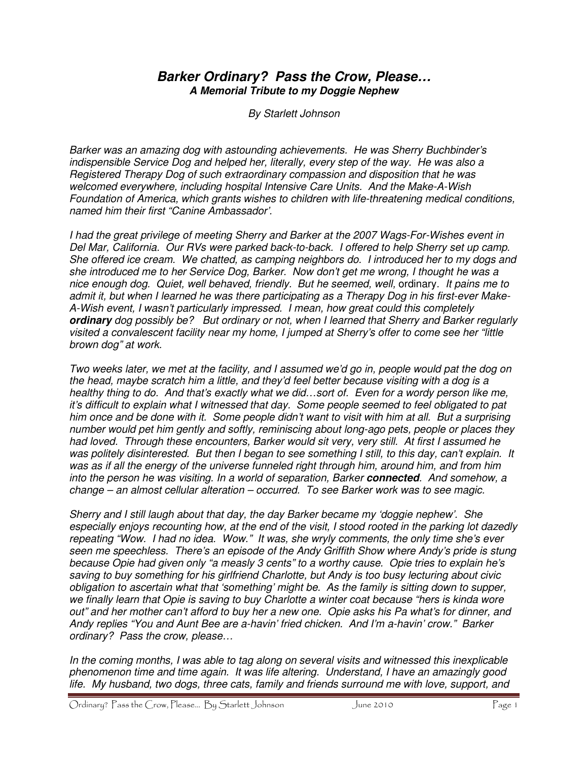# *Barker Ordinary? Pass the Crow, Please…*

### *A Memorial Tribute to my Doggie Nephew*

*By Starlett Johnson*

*Barker was an amazing dog with astounding achievements. He was Sherry Buchbinder's indispensible Service Dog and helped her, literally, every step of the way. He was also a Registered Therapy Dog of such extraordinary compassion and disposition that he was welcomed everywhere, including hospital Intensive Care Units. And the Make-A-Wish Foundation of America, which grants wishes to children with life-threatening medical conditions, named him their first "Canine Ambassador'.*

*I had the great privilege of meeting Sherry and Barker at the 2007 Wags-For-Wishes event in Del Mar, California. Our RVs were parked back-to-back. I offered to help Sherry set up camp. She offered ice cream. We chatted, as camping neighbors do. I introduced her to my dogs and she introduced me to her Service Dog, Barker. Now don't get me wrong, I thought he was a nice enough dog. Quiet, well behaved, friendly. But he seemed, well,* ordinary. *It pains me to admit it, but when I learned he was there participating as a Therapy Dog in his first-ever Make-A-Wish event, I wasn't particularly impressed. I mean, how great could this completely* ***ordinary*** *dog possibly be? But ordinary or not, when I learned that Sherry and Barker regularly visited a convalescent facility near my home, I jumped at Sherry's offer to come see her "little brown dog" at work.*

*Two weeks later, we met at the facility, and I assumed we'd go in, people would pat the dog on the head, maybe scratch him a little, and they'd feel better because visiting with a dog is a healthy thing to do. And that's exactly what we did…sort of. Even for a wordy person like me, it's difficult to explain what I witnessed that day. Some people seemed to feel obligated to pat him once and be done with it. Some people didn't want to visit with him at all. But a surprising number would pet him gently and softly, reminiscing about long-ago pets, people or places they had loved. Through these encounters, Barker would sit very, very still. At first I assumed he was politely disinterested. But then I began to see something I still, to this day, can't explain. It was as if all the energy of the universe funneled right through him, around him, and from him into the person he was visiting. In a world of separation, Barker* ***connected****. And somehow, a change – an almost cellular alteration – occurred. To see Barker work was to see magic.*

*Sherry and I still laugh about that day, the day Barker became my 'doggie nephew'. She especially enjoys recounting how, at the end of the visit, I stood rooted in the parking lot dazedly repeating "Wow. I had no idea. Wow." It was, she wryly comments, the only time she's ever seen me speechless. There's an episode of the Andy Griffith Show where Andy's pride is stung because Opie had given only "a measly 3 cents" to a worthy cause. Opie tries to explain he's saving to buy something for his girlfriend Charlotte, but Andy is too busy lecturing about civic obligation to ascertain what that 'something' might be. As the family is sitting down to supper, we finally learn that Opie is saving to buy Charlotte a winter coat because "hers is kinda wore out" and her mother can't afford to buy her a new one. Opie asks his Pa what's for dinner, and Andy replies "You and Aunt Bee are a-havin' fried chicken. And I'm a-havin' crow." Barker ordinary? Pass the crow, please…*

*In the coming months, I was able to tag along on several visits and witnessed this inexplicable phenomenon time and time again. It was life altering. Understand, I have an amazingly good life. My husband, two dogs, three cats, family and friends surround me with love, support, and*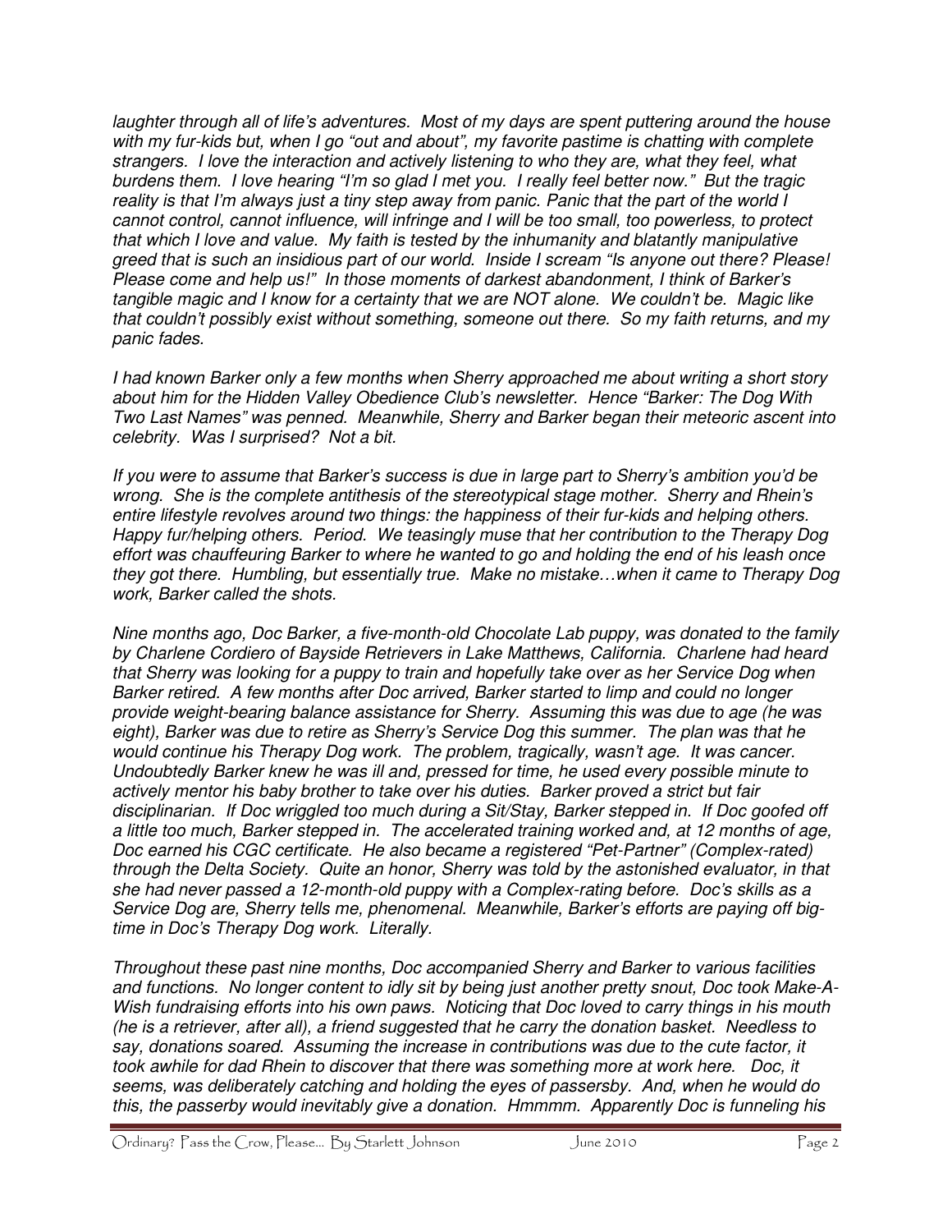*laughter through all of life's adventures. Most of my days are spent puttering around the house with my fur-kids but, when I go "out and about", my favorite pastime is chatting with complete strangers. I love the interaction and actively listening to who they are, what they feel, what burdens them. I love hearing "I'm so glad I met you. I really feel better now." But the tragic reality is that I'm always just a tiny step away from panic. Panic that the part of the world I cannot control, cannot influence, will infringe and I will be too small, too powerless, to protect that which I love and value. My faith is tested by the inhumanity and blatantly manipulative greed that is such an insidious part of our world. Inside I scream "Is anyone out there? Please! Please come and help us!" In those moments of darkest abandonment, I think of Barker's tangible magic and I know for a certainty that we are NOT alone. We couldn't be. Magic like that couldn't possibly exist without something, someone out there. So my faith returns, and my panic fades.*

*I had known Barker only a few months when Sherry approached me about writing a short story about him for the Hidden Valley Obedience Club's newsletter. Hence "Barker: The Dog With Two Last Names" was penned. Meanwhile, Sherry and Barker began their meteoric ascent into celebrity. Was I surprised? Not a bit.*

*If you were to assume that Barker's success is due in large part to Sherry's ambition you'd be wrong. She is the complete antithesis of the stereotypical stage mother. Sherry and Rhein's entire lifestyle revolves around two things: the happiness of their fur-kids and helping others. Happy fur/helping others. Period. We teasingly muse that her contribution to the Therapy Dog effort was chauffeuring Barker to where he wanted to go and holding the end of his leash once they got there. Humbling, but essentially true. Make no mistake…when it came to Therapy Dog work, Barker called the shots.*

*Nine months ago, Doc Barker, a five-month-old Chocolate Lab puppy, was donated to the family by Charlene Cordiero of Bayside Retrievers in Lake Matthews, California. Charlene had heard that Sherry was looking for a puppy to train and hopefully take over as her Service Dog when Barker retired. A few months after Doc arrived, Barker started to limp and could no longer provide weight-bearing balance assistance for Sherry. Assuming this was due to age (he was eight), Barker was due to retire as Sherry's Service Dog this summer. The plan was that he would continue his Therapy Dog work. The problem, tragically, wasn't age. It was cancer. Undoubtedly Barker knew he was ill and, pressed for time, he used every possible minute to actively mentor his baby brother to take over his duties. Barker proved a strict but fair disciplinarian. If Doc wriggled too much during a Sit/Stay, Barker stepped in. If Doc goofed off a little too much, Barker stepped in. The accelerated training worked and, at 12 months of age, Doc earned his CGC certificate. He also became a registered "Pet-Partner" (Complex-rated) through the Delta Society. Quite an honor, Sherry was told by the astonished evaluator, in that she had never passed a 12-month-old puppy with a Complex-rating before. Doc's skills as a Service Dog are, Sherry tells me, phenomenal. Meanwhile, Barker's efforts are paying off big-time in Doc's Therapy Dog work. Literally.*

*Throughout these past nine months, Doc accompanied Sherry and Barker to various facilities and functions. No longer content to idly sit by being just another pretty snout, Doc took Make-A-Wish fundraising efforts into his own paws. Noticing that Doc loved to carry things in his mouth (he is a retriever, after all), a friend suggested that he carry the donation basket. Needless to say, donations soared. Assuming the increase in contributions was due to the cute factor, it took awhile for dad Rhein to discover that there was something more at work here. Doc, it seems, was deliberately catching and holding the eyes of passersby. And, when he would do this, the passerby would inevitably give a donation. Hmmmm. Apparently Doc is funneling his*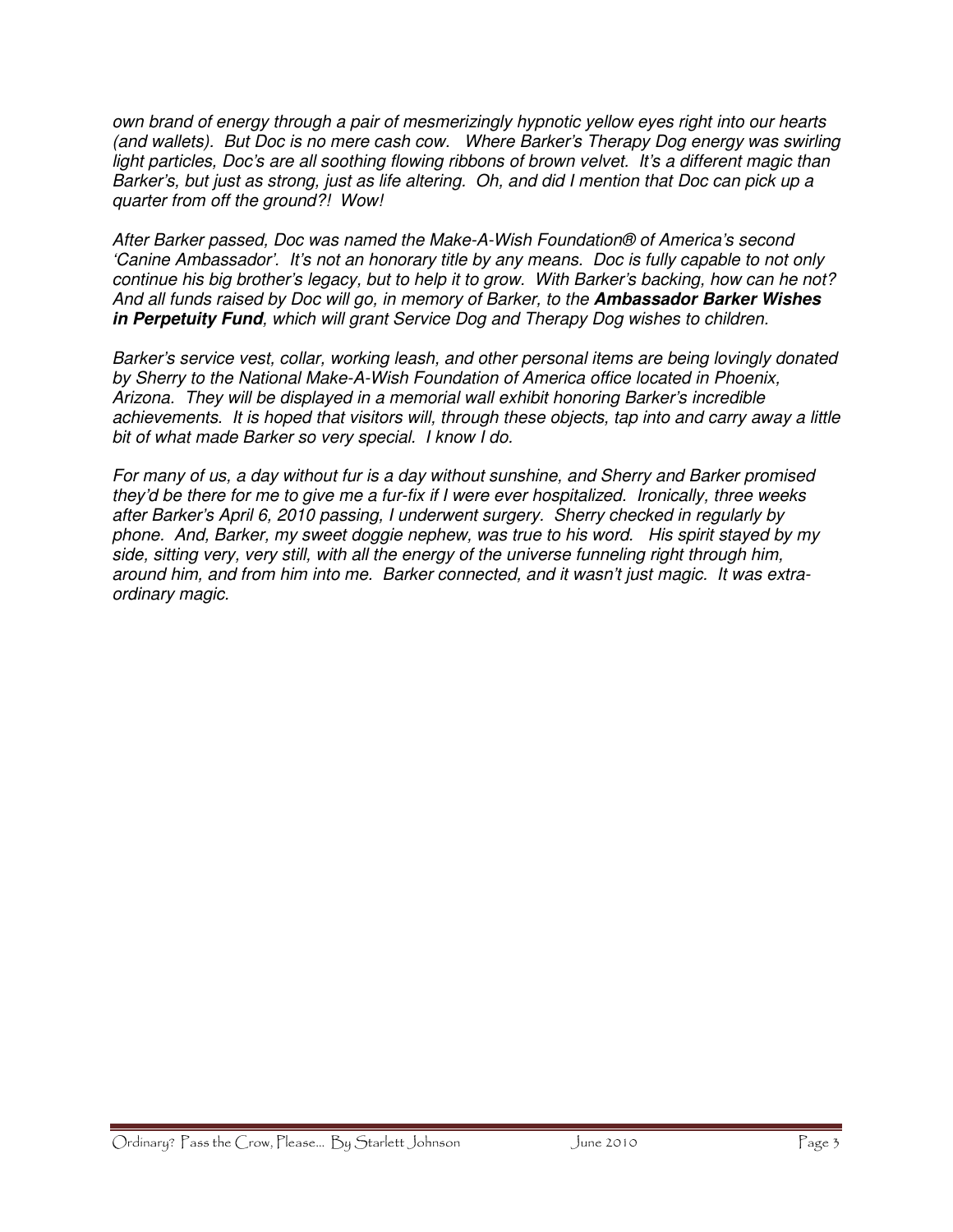*own brand of energy through a pair of mesmerizingly hypnotic yellow eyes right into our hearts (and wallets). But Doc is no mere cash cow. Where Barker's Therapy Dog energy was swirling light particles, Doc's are all soothing flowing ribbons of brown velvet. It's a different magic than Barker's, but just as strong, just as life altering. Oh, and did I mention that Doc can pick up a quarter from off the ground?! Wow!*

*After Barker passed, Doc was named the Make-A-Wish Foundation® of America's second 'Canine Ambassador'. It's not an honorary title by any means. Doc is fully capable to not only continue his big brother's legacy, but to help it to grow. With Barker's backing, how can he not? And all funds raised by Doc will go, in memory of Barker, to the* ***Ambassador Barker Wishes in Perpetuity Fund****, which will grant Service Dog and Therapy Dog wishes to children.*

*Barker's service vest, collar, working leash, and other personal items are being lovingly donated by Sherry to the National Make-A-Wish Foundation of America office located in Phoenix, Arizona. They will be displayed in a memorial wall exhibit honoring Barker's incredible achievements. It is hoped that visitors will, through these objects, tap into and carry away a little bit of what made Barker so very special. I know I do.*

*For many of us, a day without fur is a day without sunshine, and Sherry and Barker promised they'd be there for me to give me a fur-fix if I were ever hospitalized. Ironically, three weeks after Barker's April 6, 2010 passing, I underwent surgery. Sherry checked in regularly by phone. And, Barker, my sweet doggie nephew, was true to his word. His spirit stayed by my side, sitting very, very still, with all the energy of the universe funneling right through him, around him, and from him into me. Barker connected, and it wasn't just magic. It was extra-ordinary magic.*